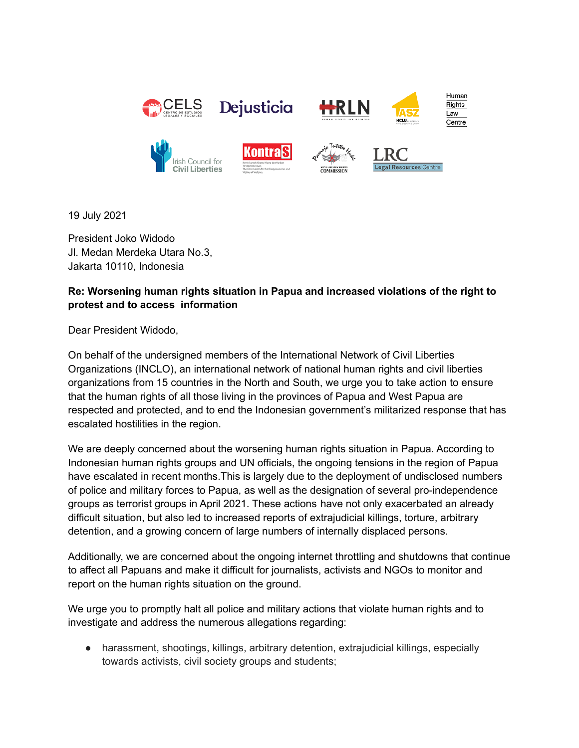19 July 2021

President Joko Widodo
Jl. Medan Merdeka Utara No.3,
Jakarta 10110, Indonesia

**Re: Worsening human rights situation in Papua and increased violations of the right to protest and to access information**

Dear President Widodo,

On behalf of the undersigned members of the International Network of Civil Liberties Organizations (INCLO), an international network of national human rights and civil liberties organizations from 15 countries in the North and South, we urge you to take action to ensure that the human rights of all those living in the provinces of Papua and West Papua are respected and protected, and to end the Indonesian government's militarized response that has escalated hostilities in the region.

We are deeply concerned about the worsening human rights situation in Papua. According to Indonesian human rights groups and UN officials, the ongoing tensions in the region of Papua have escalated in recent months.This is largely due to the deployment of undisclosed numbers of police and military forces to Papua, as well as the designation of several pro-independence groups as terrorist groups in April 2021. These actions have not only exacerbated an already difficult situation, but also led to increased reports of extrajudicial killings, torture, arbitrary detention, and a growing concern of large numbers of internally displaced persons.

Additionally, we are concerned about the ongoing internet throttling and shutdowns that continue to affect all Papuans and make it difficult for journalists, activists and NGOs to monitor and report on the human rights situation on the ground.

We urge you to promptly halt all police and military actions that violate human rights and to investigate and address the numerous allegations regarding:

- harassment, shootings, killings, arbitrary detention, extrajudicial killings, especially towards activists, civil society groups and students;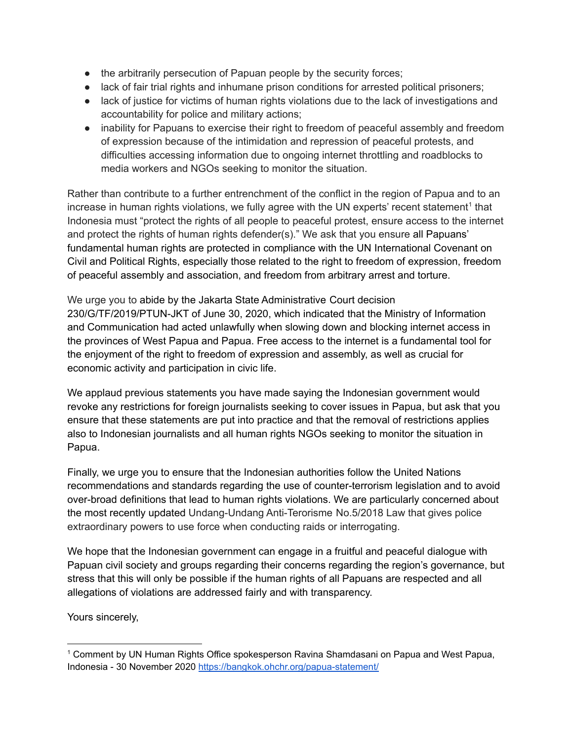- the arbitrarily persecution of Papuan people by the security forces;
- lack of fair trial rights and inhumane prison conditions for arrested political prisoners;
- lack of justice for victims of human rights violations due to the lack of investigations and accountability for police and military actions;
- inability for Papuans to exercise their right to freedom of peaceful assembly and freedom of expression because of the intimidation and repression of peaceful protests, and difficulties accessing information due to ongoing internet throttling and roadblocks to media workers and NGOs seeking to monitor the situation.

Rather than contribute to a further entrenchment of the conflict in the region of Papua and to an increase in human rights violations, we fully agree with the UN experts' recent statement[1] that Indonesia must "protect the rights of all people to peaceful protest, ensure access to the internet and protect the rights of human rights defender(s)." We ask that you ensure all Papuans' fundamental human rights are protected in compliance with the UN International Covenant on Civil and Political Rights, especially those related to the right to freedom of expression, freedom of peaceful assembly and association, and freedom from arbitrary arrest and torture.

We urge you to abide by the Jakarta State Administrative Court decision 230/G/TF/2019/PTUN-JKT of June 30, 2020, which indicated that the Ministry of Information and Communication had acted unlawfully when slowing down and blocking internet access in the provinces of West Papua and Papua. Free access to the internet is a fundamental tool for the enjoyment of the right to freedom of expression and assembly, as well as crucial for economic activity and participation in civic life.

We applaud previous statements you have made saying the Indonesian government would revoke any restrictions for foreign journalists seeking to cover issues in Papua, but ask that you ensure that these statements are put into practice and that the removal of restrictions applies also to Indonesian journalists and all human rights NGOs seeking to monitor the situation in Papua.

Finally, we urge you to ensure that the Indonesian authorities follow the United Nations recommendations and standards regarding the use of counter-terrorism legislation and to avoid over-broad definitions that lead to human rights violations. We are particularly concerned about the most recently updated Undang-Undang Anti-Terorisme No.5/2018 Law that gives police extraordinary powers to use force when conducting raids or interrogating.

We hope that the Indonesian government can engage in a fruitful and peaceful dialogue with Papuan civil society and groups regarding their concerns regarding the region's governance, but stress that this will only be possible if the human rights of all Papuans are respected and all allegations of violations are addressed fairly and with transparency.

Yours sincerely,

---

[1] Comment by UN Human Rights Office spokesperson Ravina Shamdasani on Papua and West Papua, Indonesia - 30 November 2020 https://bangkok.ohchr.org/papua-statement/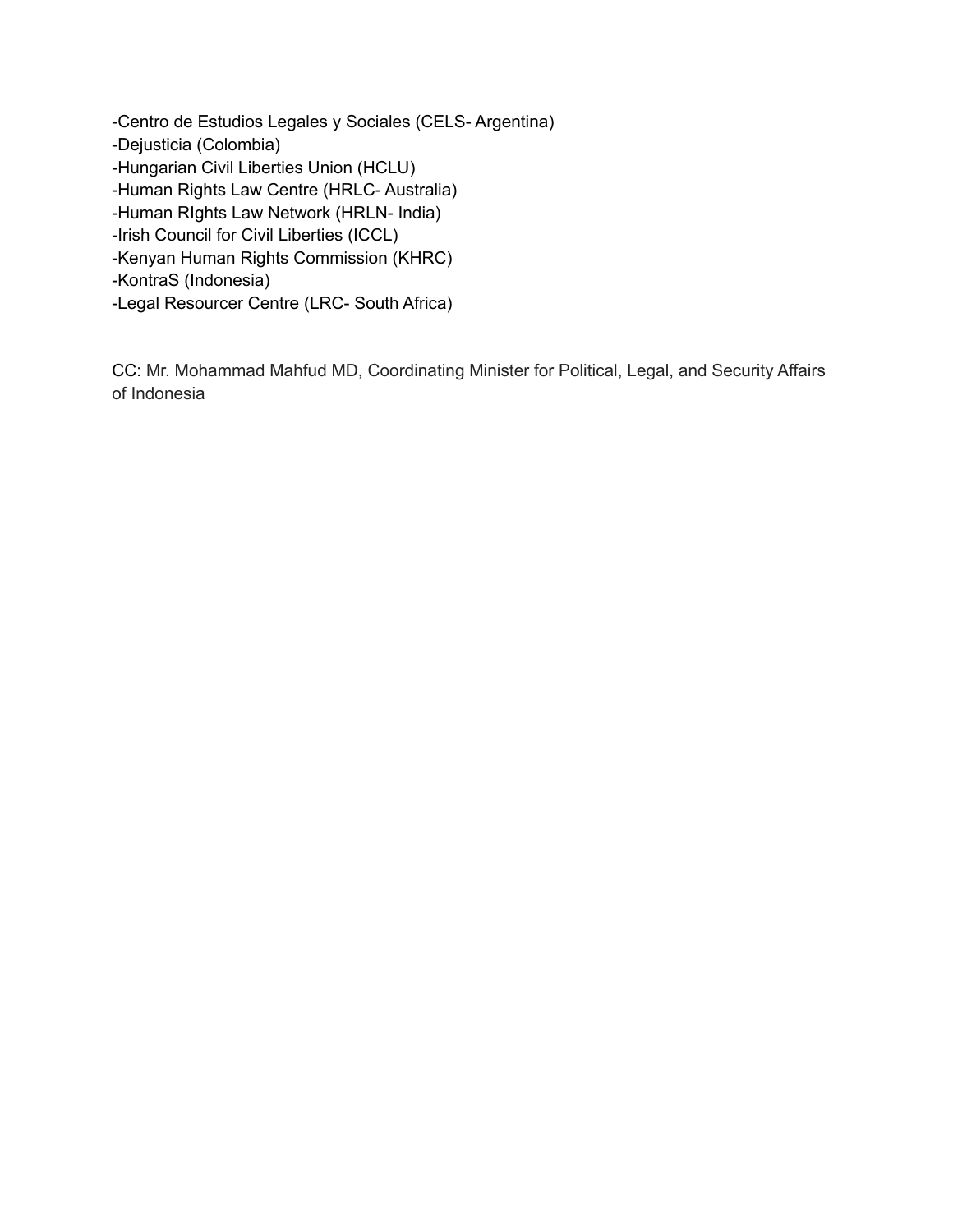-Centro de Estudios Legales y Sociales (CELS- Argentina)
-Dejusticia (Colombia)
-Hungarian Civil Liberties Union (HCLU)
-Human Rights Law Centre (HRLC- Australia)
-Human RIghts Law Network (HRLN- India)
-Irish Council for Civil Liberties (ICCL)
-Kenyan Human Rights Commission (KHRC)
-KontraS (Indonesia)
-Legal Resourcer Centre (LRC- South Africa)

CC: Mr. Mohammad Mahfud MD, Coordinating Minister for Political, Legal, and Security Affairs of Indonesia